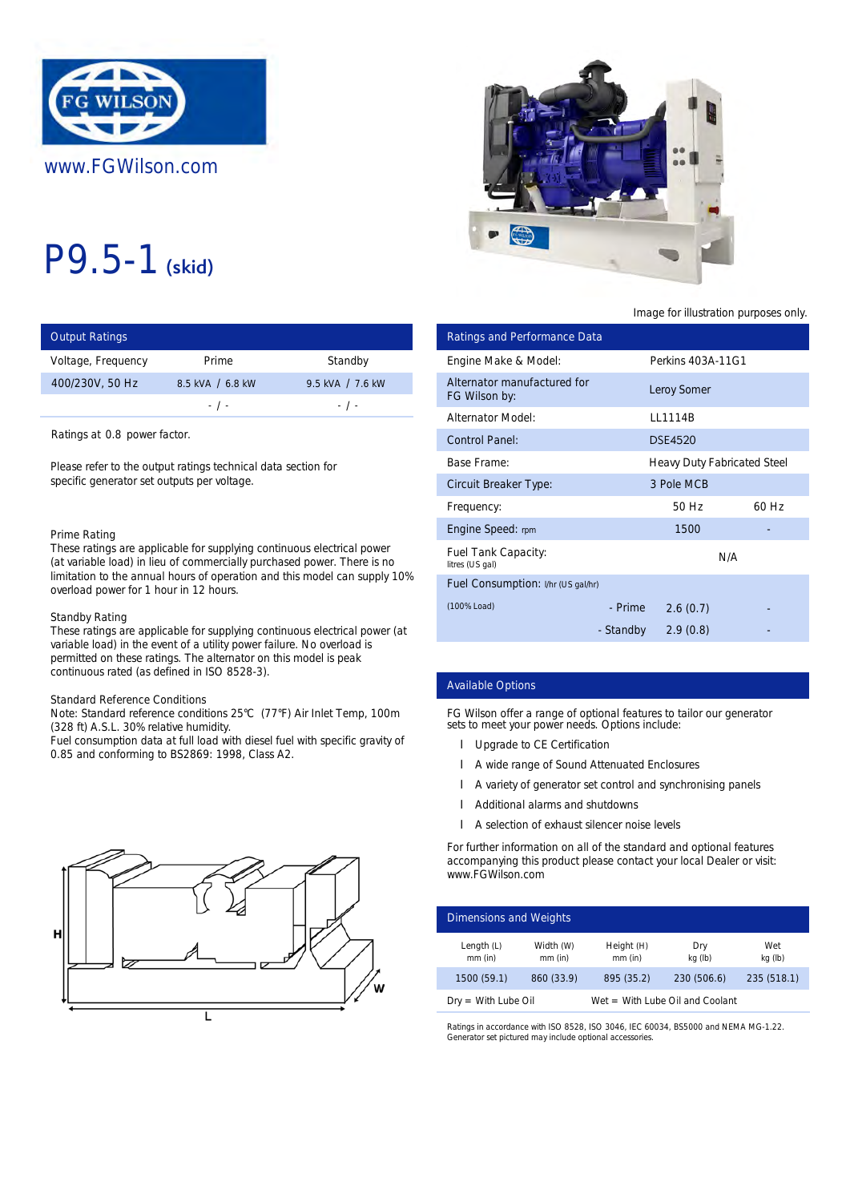www.FGWilson.com

# P9.5-1 (skid)

Image for illustration purposes only.

## Output Ratings

| Voltage, Frequency | Prime | Standby |
|---|---|---|
| 400/230V, 50 Hz | 8.5 kVA / 6.8 kW | 9.5 kVA / 7.6 kW |
| | - / - | - / - |

Ratings at 0.8 power factor.

Please refer to the output ratings technical data section for specific generator set outputs per voltage.

Prime Rating
These ratings are applicable for supplying continuous electrical power (at variable load) in lieu of commercially purchased power. There is no limitation to the annual hours of operation and this model can supply 10% overload power for 1 hour in 12 hours.

Standby Rating
These ratings are applicable for supplying continuous electrical power (at variable load) in the event of a utility power failure. No overload is permitted on these ratings. The alternator on this model is peak continuous rated (as defined in ISO 8528-3).

Standard Reference Conditions
Note: Standard reference conditions 25°C (77°F) Air Inlet Temp, 100m (328 ft) A.S.L. 30% relative humidity.
Fuel consumption data at full load with diesel fuel with specific gravity of 0.85 and conforming to BS2869: 1998, Class A2.

## Ratings and Performance Data

| | | | |
|---|---|---|---|
| Engine Make & Model: | | Perkins 403A-11G1 | |
| Alternator manufactured for FG Wilson by: | | Leroy Somer | |
| Alternator Model: | | LL1114B | |
| Control Panel: | | DSE4520 | |
| Base Frame: | | Heavy Duty Fabricated Steel | |
| Circuit Breaker Type: | | 3 Pole MCB | |
| Frequency: | | 50 Hz | 60 Hz |
| Engine Speed: rpm | | 1500 | - |
| Fuel Tank Capacity: litres (US gal) | | N/A | |
| Fuel Consumption: l/hr (US gal/hr) | | | |
| (100% Load) | - Prime | 2.6 (0.7) | - |
| | - Standby | 2.9 (0.8) | - |

## Available Options

FG Wilson offer a range of optional features to tailor our generator sets to meet your power needs. Options include:

- Upgrade to CE Certification
- A wide range of Sound Attenuated Enclosures
- A variety of generator set control and synchronising panels
- Additional alarms and shutdowns
- A selection of exhaust silencer noise levels

For further information on all of the standard and optional features accompanying this product please contact your local Dealer or visit: www.FGWilson.com

## Dimensions and Weights

| Length (L) mm (in) | Width (W) mm (in) | Height (H) mm (in) | Dry kg (lb) | Wet kg (lb) |
|---|---|---|---|---|
| 1500 (59.1) | 860 (33.9) | 895 (35.2) | 230 (506.6) | 235 (518.1) |

Dry = With Lube Oil Wet = With Lube Oil and Coolant

Ratings in accordance with ISO 8528, ISO 3046, IEC 60034, BS5000 and NEMA MG-1.22.
Generator set pictured may include optional accessories.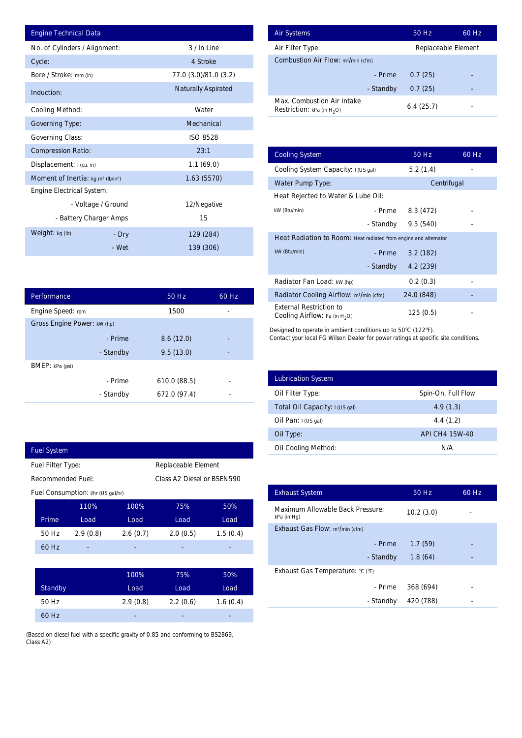| Engine Technical Data | | |
|---|---|---|
| No. of Cylinders / Alignment: | | 3 / In Line |
| Cycle: | | 4 Stroke |
| Bore / Stroke: mm (in) | | 77.0 (3.0)/81.0 (3.2) |
| Induction: | | Naturally Aspirated |
| Cooling Method: | | Water |
| Governing Type: | | Mechanical |
| Governing Class: | | ISO 8528 |
| Compression Ratio: | | 23:1 |
| Displacement: l (cu. in) | | 1.1 (69.0) |
| Moment of Inertia: kg m² (lb/in²) | | 1.63 (5570) |
| Engine Electrical System: | | |
| | - Voltage / Ground | 12/Negative |
| | - Battery Charger Amps | 15 |
| Weight: kg (lb) | - Dry | 129 (284) |
| | - Wet | 139 (306) |

| Performance | | 50 Hz | 60 Hz |
|---|---|---|---|
| Engine Speed: rpm | | 1500 | - |
| Gross Engine Power: kW (hp) | | | |
| | - Prime | 8.6 (12.0) | - |
| | - Standby | 9.5 (13.0) | - |
| BMEP: kPa (psi) | | | |
| | - Prime | 610.0 (88.5) | - |
| | - Standby | 672.0 (97.4) | - |

## Fuel System

Fuel Filter Type: Replaceable Element

Recommended Fuel: Class A2 Diesel or BSEN590

Fuel Consumption: l/hr (US gal/hr)

| Prime | 110% Load | 100% Load | 75% Load | 50% Load |
|---|---|---|---|---|
| 50 Hz | 2.9 (0.8) | 2.6 (0.7) | 2.0 (0.5) | 1.5 (0.4) |
| 60 Hz | - | - | - | - |

| Standby | 100% Load | 75% Load | 50% Load |
|---|---|---|---|
| 50 Hz | 2.9 (0.8) | 2.2 (0.6) | 1.6 (0.4) |
| 60 Hz | - | - | - |

(Based on diesel fuel with a specific gravity of 0.85 and conforming to BS2869, Class A2)

| Air Systems | | 50 Hz | 60 Hz |
|---|---|---|---|
| Air Filter Type: | | Replaceable Element | |
| Combustion Air Flow: m³/min (cfm) | | | |
| | - Prime | 0.7 (25) | - |
| | - Standby | 0.7 (25) | - |
| Max. Combustion Air Intake Restriction: kPa (in $H_2O$) | | 6.4 (25.7) | - |

| Cooling System | | 50 Hz | 60 Hz |
|---|---|---|---|
| Cooling System Capacity: l (US gal) | | 5.2 (1.4) | - |
| Water Pump Type: | | Centrifugal | |
| Heat Rejected to Water & Lube Oil: | | | |
| kW (Btu/min) | - Prime | 8.3 (472) | - |
| | - Standby | 9.5 (540) | - |
| Heat Radiation to Room: Heat radiated from engine and alternator | | | |
| kW (Btu/min) | - Prime | 3.2 (182) | - |
| | - Standby | 4.2 (239) | - |
| Radiator Fan Load: kW (hp) | | 0.2 (0.3) | - |
| Radiator Cooling Airflow: m³/min (cfm) | | 24.0 (848) | - |
| External Restriction to Cooling Airflow: Pa (in $H_2O$) | | 125 (0.5) | - |

Designed to operate in ambient conditions up to 50°C (122°F).
Contact your local FG Wilson Dealer for power ratings at specific site conditions.

| Lubrication System | |
|---|---|
| Oil Filter Type: | Spin-On, Full Flow |
| Total Oil Capacity: l (US gal) | 4.9 (1.3) |
| Oil Pan: l (US gal) | 4.4 (1.2) |
| Oil Type: | API CH4 15W-40 |
| Oil Cooling Method: | N/A |

| Exhaust System | | 50 Hz | 60 Hz |
|---|---|---|---|
| Maximum Allowable Back Pressure: kPa (in Hg) | | 10.2 (3.0) | - |
| Exhaust Gas Flow: m³/min (cfm) | | | |
| | - Prime | 1.7 (59) | - |
| | - Standby | 1.8 (64) | - |
| Exhaust Gas Temperature: °C (°F) | | | |
| | - Prime | 368 (694) | - |
| | - Standby | 420 (788) | - |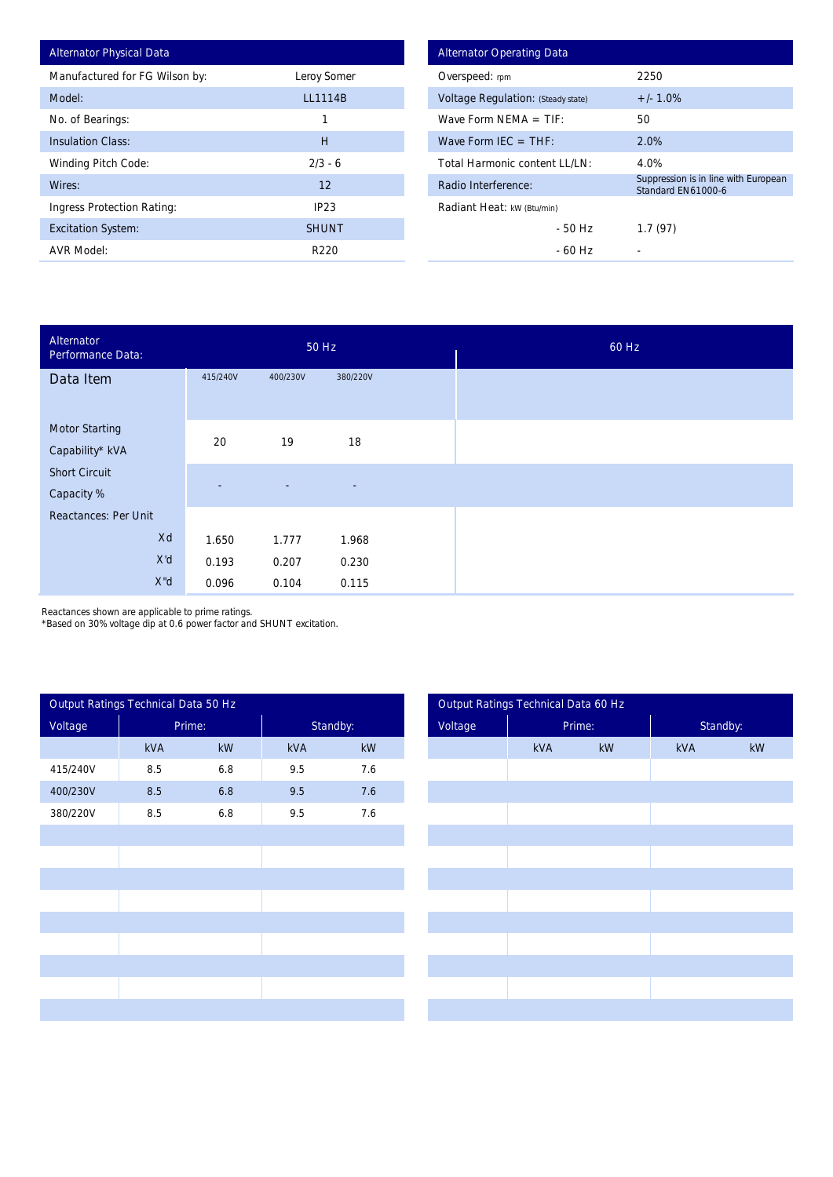| Alternator Physical Data | |
|---|---|
| Manufactured for FG Wilson by: | Leroy Somer |
| Model: | LL1114B |
| No. of Bearings: | 1 |
| Insulation Class: | H |
| Winding Pitch Code: | 2/3 - 6 |
| Wires: | 12 |
| Ingress Protection Rating: | IP23 |
| Excitation System: | SHUNT |
| AVR Model: | R220 |

| Alternator Operating Data | |
|---|---|
| Overspeed: rpm | 2250 |
| Voltage Regulation: (Steady state) | +/- 1.0% |
| Wave Form NEMA = TIF: | 50 |
| Wave Form IEC = THF: | 2.0% |
| Total Harmonic content LL/LN: | 4.0% |
| Radio Interference: | Suppression is in line with European Standard EN61000-6 |
| Radiant Heat: kW (Btu/min) | |
| - 50 Hz | 1.7 (97) |
| - 60 Hz | - |

| Alternator Performance Data: | 50 Hz | | | 60 Hz |
|---|---|---|---|---|
| Data Item | 415/240V | 400/230V | 380/220V | |
| Motor Starting Capability* kVA | 20 | 19 | 18 | |
| Short Circuit Capacity % | - | - | - | |
| Reactances: Per Unit | | | | |
| Xd | 1.650 | 1.777 | 1.968 | |
| X'd | 0.193 | 0.207 | 0.230 | |
| X"d | 0.096 | 0.104 | 0.115 | |

Reactances shown are applicable to prime ratings.
*Based on 30% voltage dip at 0.6 power factor and SHUNT excitation.

| Output Ratings Technical Data 50 Hz | | | | |
|---|---|---|---|---|
| Voltage | Prime: | | Standby: | |
| | kVA | kW | kVA | kW |
| 415/240V | 8.5 | 6.8 | 9.5 | 7.6 |
| 400/230V | 8.5 | 6.8 | 9.5 | 7.6 |
| 380/220V | 8.5 | 6.8 | 9.5 | 7.6 |

| Output Ratings Technical Data 60 Hz | | | | |
|---|---|---|---|---|
| Voltage | Prime: | | Standby: | |
| | kVA | kW | kVA | kW |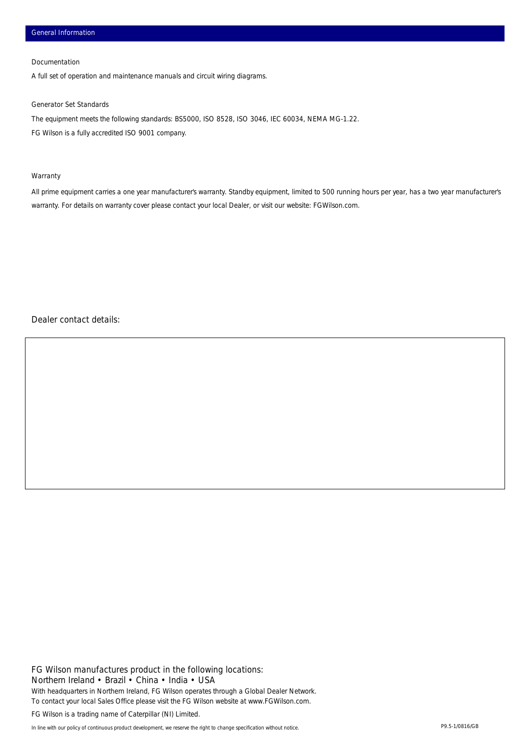## General Information

### Documentation

A full set of operation and maintenance manuals and circuit wiring diagrams.

### Generator Set Standards

The equipment meets the following standards: BS5000, ISO 8528, ISO 3046, IEC 60034, NEMA MG-1.22.

FG Wilson is a fully accredited ISO 9001 company.

### Warranty

All prime equipment carries a one year manufacturer's warranty. Standby equipment, limited to 500 running hours per year, has a two year manufacturer's warranty. For details on warranty cover please contact your local Dealer, or visit our website: FGWilson.com.

### Dealer contact details:

FG Wilson manufactures product in the following locations:
Northern Ireland • Brazil • China • India • USA

With headquarters in Northern Ireland, FG Wilson operates through a Global Dealer Network.
To contact your local Sales Office please visit the FG Wilson website at www.FGWilson.com.

FG Wilson is a trading name of Caterpillar (NI) Limited.

In line with our policy of continuous product development, we reserve the right to change specification without notice.

P9.5-1/0816/GB